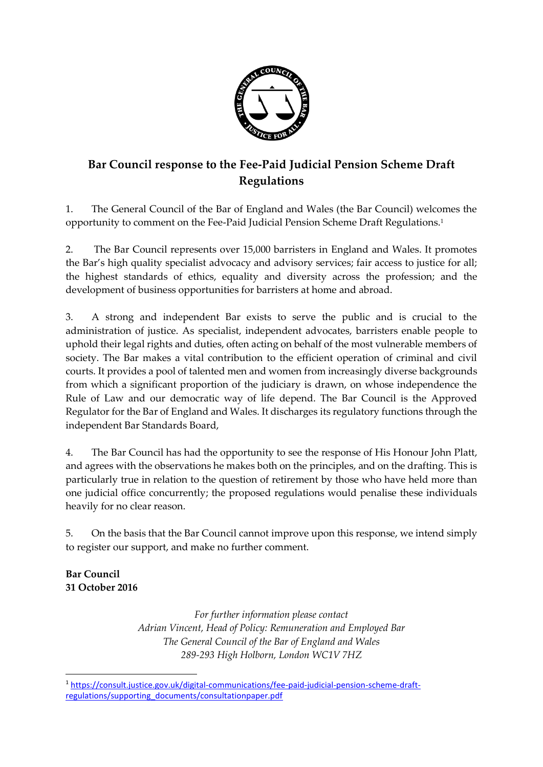# Bar Council response to the Fee-Paid Judicial Pension Scheme Draft Regulations

1. The General Council of the Bar of England and Wales (the Bar Council) welcomes the opportunity to comment on the Fee-Paid Judicial Pension Scheme Draft Regulations.[1]

2. The Bar Council represents over 15,000 barristers in England and Wales. It promotes the Bar's high quality specialist advocacy and advisory services; fair access to justice for all; the highest standards of ethics, equality and diversity across the profession; and the development of business opportunities for barristers at home and abroad.

3. A strong and independent Bar exists to serve the public and is crucial to the administration of justice. As specialist, independent advocates, barristers enable people to uphold their legal rights and duties, often acting on behalf of the most vulnerable members of society. The Bar makes a vital contribution to the efficient operation of criminal and civil courts. It provides a pool of talented men and women from increasingly diverse backgrounds from which a significant proportion of the judiciary is drawn, on whose independence the Rule of Law and our democratic way of life depend. The Bar Council is the Approved Regulator for the Bar of England and Wales. It discharges its regulatory functions through the independent Bar Standards Board,

4. The Bar Council has had the opportunity to see the response of His Honour John Platt, and agrees with the observations he makes both on the principles, and on the drafting. This is particularly true in relation to the question of retirement by those who have held more than one judicial office concurrently; the proposed regulations would penalise these individuals heavily for no clear reason.

5. On the basis that the Bar Council cannot improve upon this response, we intend simply to register our support, and make no further comment.

**Bar Council**
**31 October 2016**

*For further information please contact*
*Adrian Vincent, Head of Policy: Remuneration and Employed Bar*
*The General Council of the Bar of England and Wales*
*289-293 High Holborn, London WC1V 7HZ*

[1] https://consult.justice.gov.uk/digital-communications/fee-paid-judicial-pension-scheme-draft-regulations/supporting_documents/consultationpaper.pdf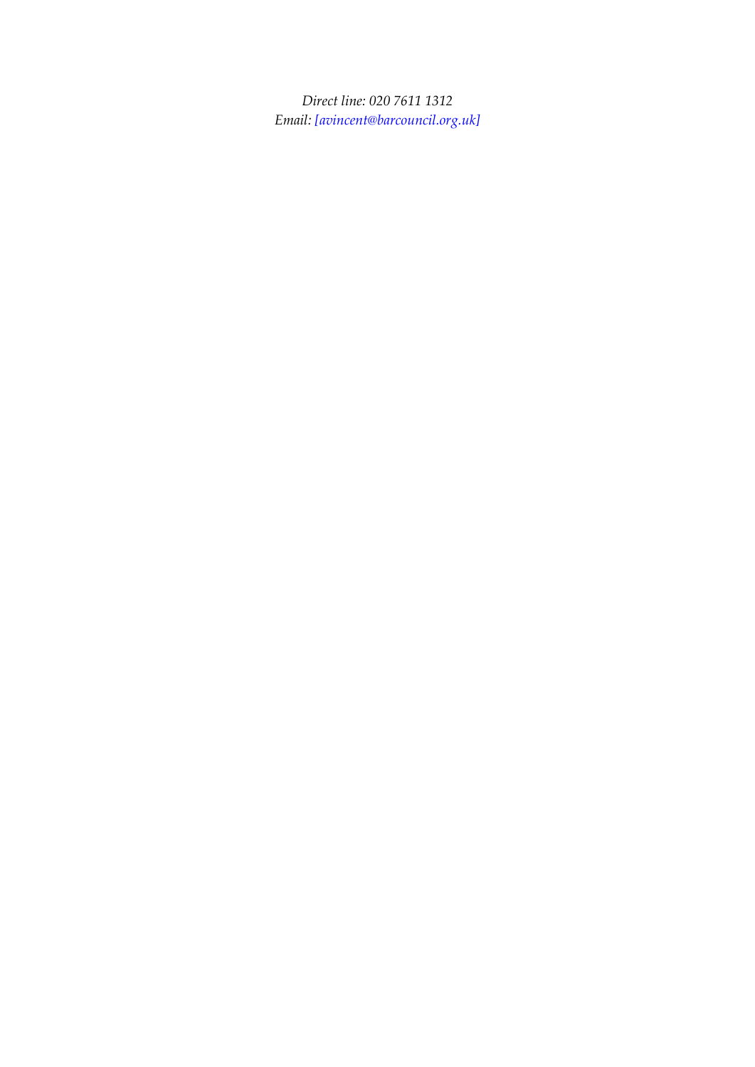*Direct line: 020 7611 1312*
*Email: [avincent@barcouncil.org.uk]*